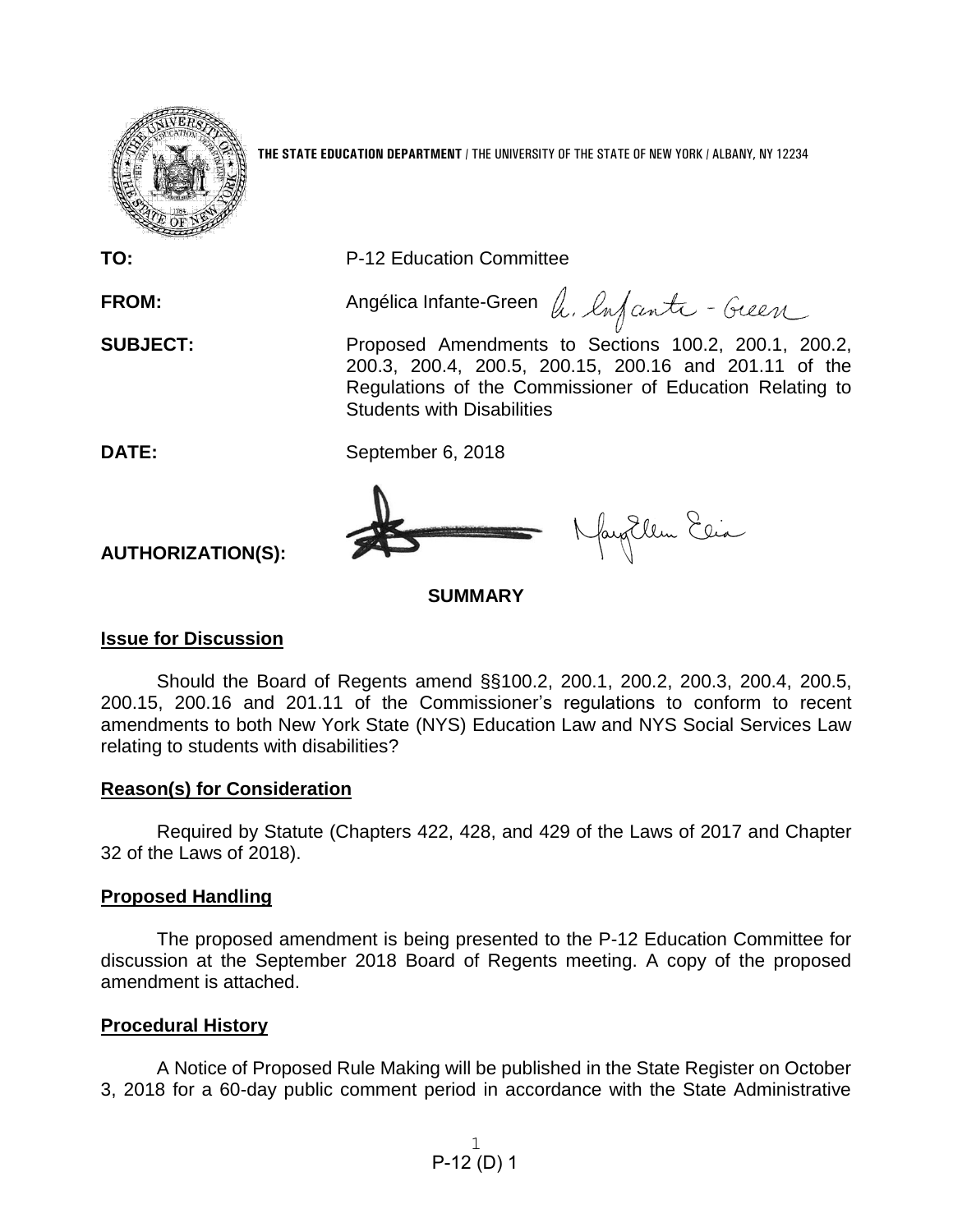**THE STATE EDUCATION DEPARTMENT** / THE UNIVERSITY OF THE STATE OF NEW YORK / ALBANY, NY 12234

**TO:** P-12 Education Committee

**FROM:** Angélica Infante-Green

**SUBJECT:** Proposed Amendments to Sections 100.2, 200.1, 200.2, 200.3, 200.4, 200.5, 200.15, 200.16 and 201.11 of the Regulations of the Commissioner of Education Relating to Students with Disabilities

**DATE:** September 6, 2018

**AUTHORIZATION(S):**

**SUMMARY**

**Issue for Discussion**

Should the Board of Regents amend §§100.2, 200.1, 200.2, 200.3, 200.4, 200.5, 200.15, 200.16 and 201.11 of the Commissioner's regulations to conform to recent amendments to both New York State (NYS) Education Law and NYS Social Services Law relating to students with disabilities?

**Reason(s) for Consideration**

Required by Statute (Chapters 422, 428, and 429 of the Laws of 2017 and Chapter 32 of the Laws of 2018).

**Proposed Handling**

The proposed amendment is being presented to the P-12 Education Committee for discussion at the September 2018 Board of Regents meeting. A copy of the proposed amendment is attached.

**Procedural History**

A Notice of Proposed Rule Making will be published in the State Register on October 3, 2018 for a 60-day public comment period in accordance with the State Administrative

P-12 (D) 1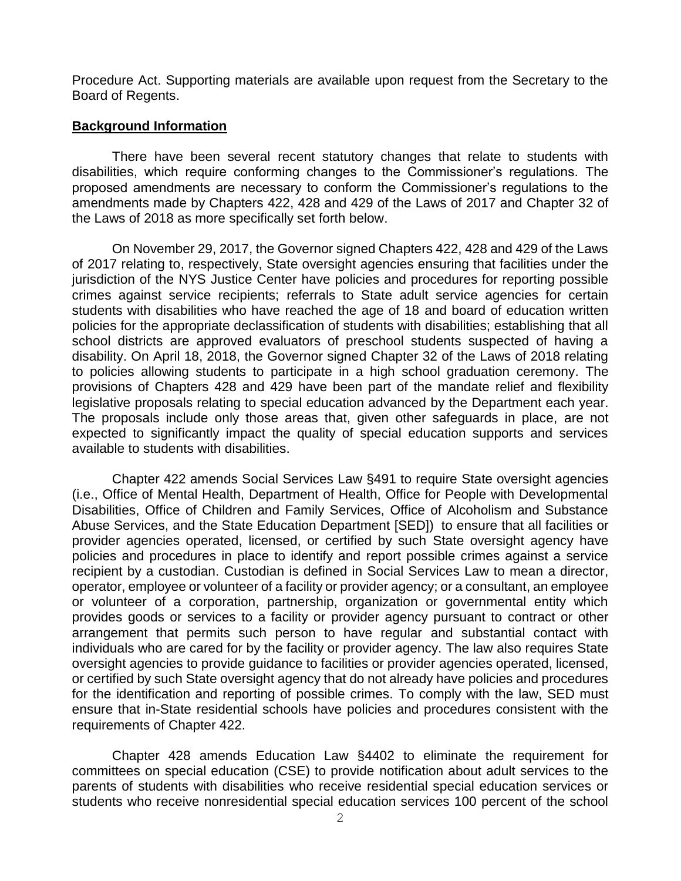Procedure Act. Supporting materials are available upon request from the Secretary to the Board of Regents.

**Background Information**

There have been several recent statutory changes that relate to students with disabilities, which require conforming changes to the Commissioner's regulations. The proposed amendments are necessary to conform the Commissioner's regulations to the amendments made by Chapters 422, 428 and 429 of the Laws of 2017 and Chapter 32 of the Laws of 2018 as more specifically set forth below.

On November 29, 2017, the Governor signed Chapters 422, 428 and 429 of the Laws of 2017 relating to, respectively, State oversight agencies ensuring that facilities under the jurisdiction of the NYS Justice Center have policies and procedures for reporting possible crimes against service recipients; referrals to State adult service agencies for certain students with disabilities who have reached the age of 18 and board of education written policies for the appropriate declassification of students with disabilities; establishing that all school districts are approved evaluators of preschool students suspected of having a disability. On April 18, 2018, the Governor signed Chapter 32 of the Laws of 2018 relating to policies allowing students to participate in a high school graduation ceremony. The provisions of Chapters 428 and 429 have been part of the mandate relief and flexibility legislative proposals relating to special education advanced by the Department each year. The proposals include only those areas that, given other safeguards in place, are not expected to significantly impact the quality of special education supports and services available to students with disabilities.

Chapter 422 amends Social Services Law §491 to require State oversight agencies (i.e., Office of Mental Health, Department of Health, Office for People with Developmental Disabilities, Office of Children and Family Services, Office of Alcoholism and Substance Abuse Services, and the State Education Department [SED]) to ensure that all facilities or provider agencies operated, licensed, or certified by such State oversight agency have policies and procedures in place to identify and report possible crimes against a service recipient by a custodian. Custodian is defined in Social Services Law to mean a director, operator, employee or volunteer of a facility or provider agency; or a consultant, an employee or volunteer of a corporation, partnership, organization or governmental entity which provides goods or services to a facility or provider agency pursuant to contract or other arrangement that permits such person to have regular and substantial contact with individuals who are cared for by the facility or provider agency. The law also requires State oversight agencies to provide guidance to facilities or provider agencies operated, licensed, or certified by such State oversight agency that do not already have policies and procedures for the identification and reporting of possible crimes. To comply with the law, SED must ensure that in-State residential schools have policies and procedures consistent with the requirements of Chapter 422.

Chapter 428 amends Education Law §4402 to eliminate the requirement for committees on special education (CSE) to provide notification about adult services to the parents of students with disabilities who receive residential special education services or students who receive nonresidential special education services 100 percent of the school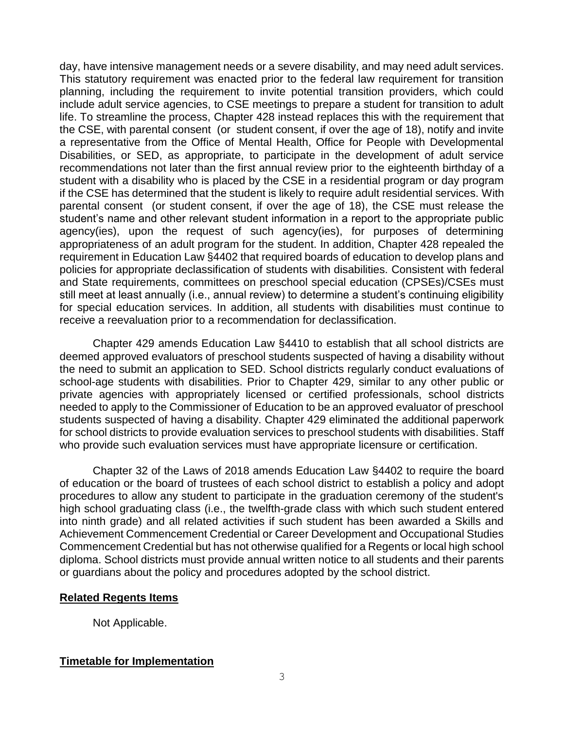day, have intensive management needs or a severe disability, and may need adult services. This statutory requirement was enacted prior to the federal law requirement for transition planning, including the requirement to invite potential transition providers, which could include adult service agencies, to CSE meetings to prepare a student for transition to adult life. To streamline the process, Chapter 428 instead replaces this with the requirement that the CSE, with parental consent (or student consent, if over the age of 18), notify and invite a representative from the Office of Mental Health, Office for People with Developmental Disabilities, or SED, as appropriate, to participate in the development of adult service recommendations not later than the first annual review prior to the eighteenth birthday of a student with a disability who is placed by the CSE in a residential program or day program if the CSE has determined that the student is likely to require adult residential services. With parental consent (or student consent, if over the age of 18), the CSE must release the student's name and other relevant student information in a report to the appropriate public agency(ies), upon the request of such agency(ies), for purposes of determining appropriateness of an adult program for the student. In addition, Chapter 428 repealed the requirement in Education Law §4402 that required boards of education to develop plans and policies for appropriate declassification of students with disabilities. Consistent with federal and State requirements, committees on preschool special education (CPSEs)/CSEs must still meet at least annually (i.e., annual review) to determine a student's continuing eligibility for special education services. In addition, all students with disabilities must continue to receive a reevaluation prior to a recommendation for declassification.

Chapter 429 amends Education Law §4410 to establish that all school districts are deemed approved evaluators of preschool students suspected of having a disability without the need to submit an application to SED. School districts regularly conduct evaluations of school-age students with disabilities. Prior to Chapter 429, similar to any other public or private agencies with appropriately licensed or certified professionals, school districts needed to apply to the Commissioner of Education to be an approved evaluator of preschool students suspected of having a disability. Chapter 429 eliminated the additional paperwork for school districts to provide evaluation services to preschool students with disabilities. Staff who provide such evaluation services must have appropriate licensure or certification.

Chapter 32 of the Laws of 2018 amends Education Law §4402 to require the board of education or the board of trustees of each school district to establish a policy and adopt procedures to allow any student to participate in the graduation ceremony of the student's high school graduating class (i.e., the twelfth-grade class with which such student entered into ninth grade) and all related activities if such student has been awarded a Skills and Achievement Commencement Credential or Career Development and Occupational Studies Commencement Credential but has not otherwise qualified for a Regents or local high school diploma. School districts must provide annual written notice to all students and their parents or guardians about the policy and procedures adopted by the school district.

## Related Regents Items

Not Applicable.

## Timetable for Implementation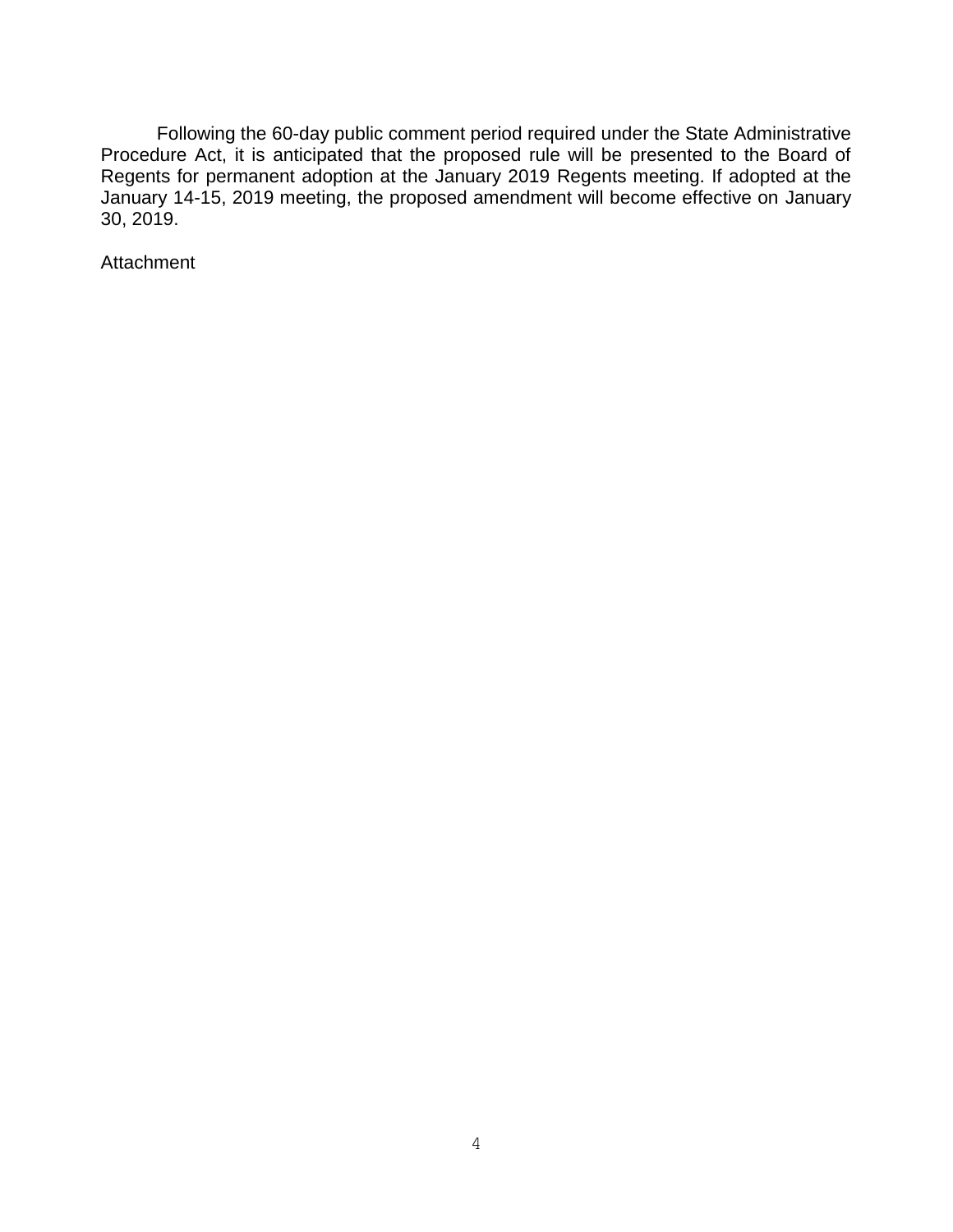Following the 60-day public comment period required under the State Administrative Procedure Act, it is anticipated that the proposed rule will be presented to the Board of Regents for permanent adoption at the January 2019 Regents meeting. If adopted at the January 14-15, 2019 meeting, the proposed amendment will become effective on January 30, 2019.

Attachment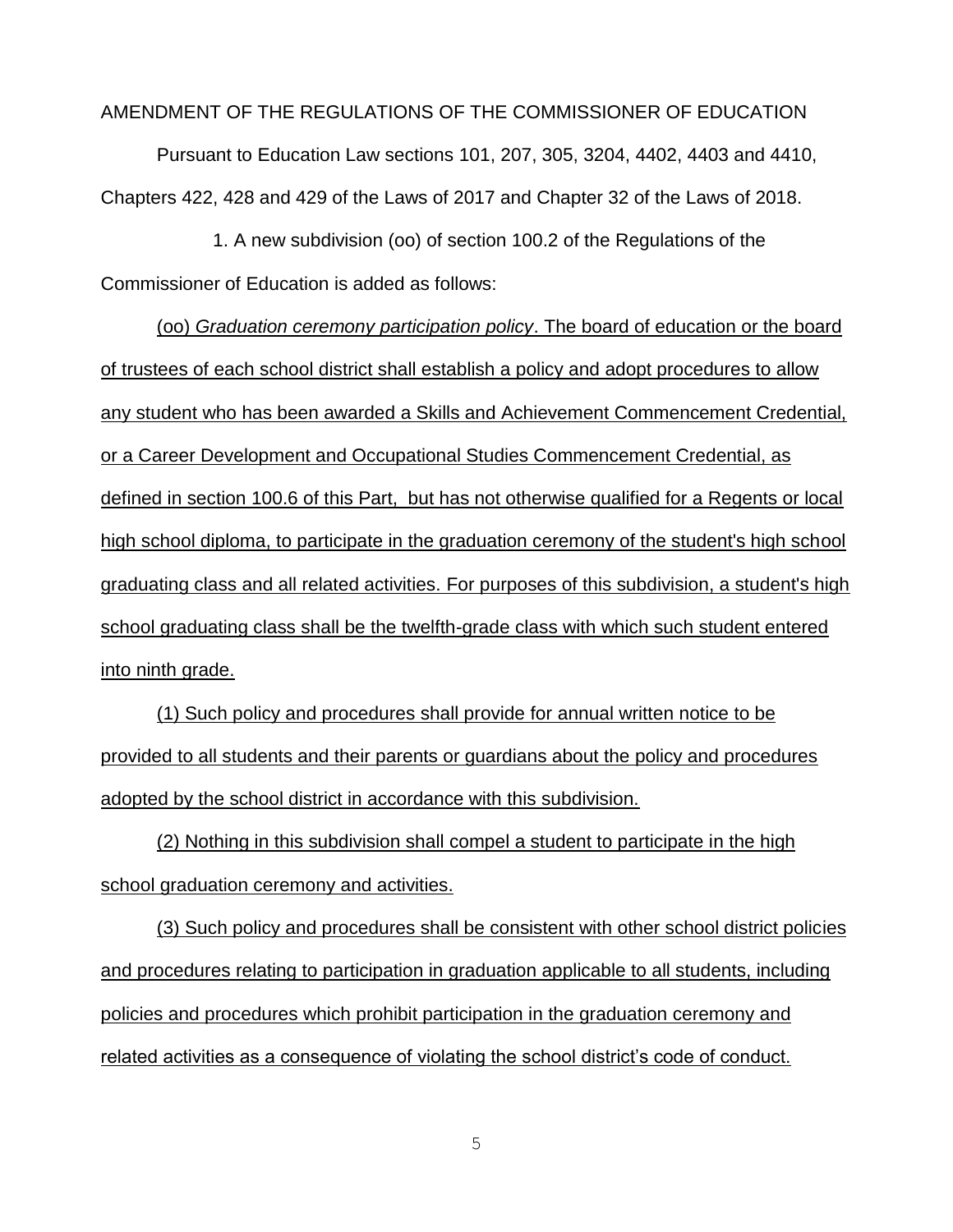AMENDMENT OF THE REGULATIONS OF THE COMMISSIONER OF EDUCATION

Pursuant to Education Law sections 101, 207, 305, 3204, 4402, 4403 and 4410, Chapters 422, 428 and 429 of the Laws of 2017 and Chapter 32 of the Laws of 2018.

1. A new subdivision (oo) of section 100.2 of the Regulations of the Commissioner of Education is added as follows:

(oo) *Graduation ceremony participation policy*. The board of education or the board of trustees of each school district shall establish a policy and adopt procedures to allow any student who has been awarded a Skills and Achievement Commencement Credential, or a Career Development and Occupational Studies Commencement Credential, as defined in section 100.6 of this Part, but has not otherwise qualified for a Regents or local high school diploma, to participate in the graduation ceremony of the student's high school graduating class and all related activities. For purposes of this subdivision, a student's high school graduating class shall be the twelfth-grade class with which such student entered into ninth grade.

(1) Such policy and procedures shall provide for annual written notice to be provided to all students and their parents or guardians about the policy and procedures adopted by the school district in accordance with this subdivision.

(2) Nothing in this subdivision shall compel a student to participate in the high school graduation ceremony and activities.

(3) Such policy and procedures shall be consistent with other school district policies and procedures relating to participation in graduation applicable to all students, including policies and procedures which prohibit participation in the graduation ceremony and related activities as a consequence of violating the school district's code of conduct.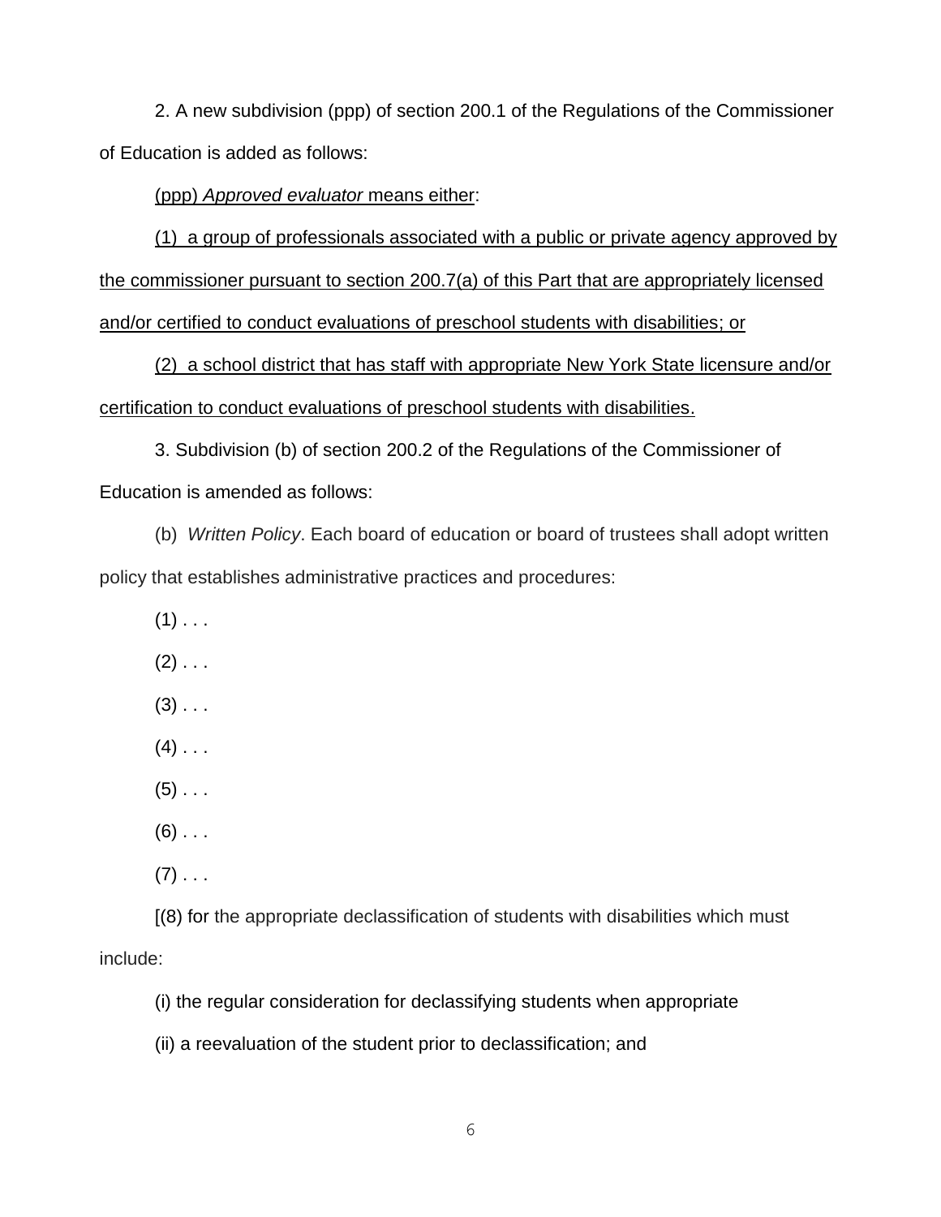2. A new subdivision (ppp) of section 200.1 of the Regulations of the Commissioner of Education is added as follows:

<u>(ppp) *Approved evaluator* means either</u>:

<u>(1) a group of professionals associated with a public or private agency approved by the commissioner pursuant to section 200.7(a) of this Part that are appropriately licensed and/or certified to conduct evaluations of preschool students with disabilities; or</u>

<u>(2) a school district that has staff with appropriate New York State licensure and/or certification to conduct evaluations of preschool students with disabilities.</u>

3. Subdivision (b) of section 200.2 of the Regulations of the Commissioner of Education is amended as follows:

(b) *Written Policy*. Each board of education or board of trustees shall adopt written policy that establishes administrative practices and procedures:

(1) . . .

(2) . . .

(3) . . .

(4) . . .

(5) . . .

(6) . . .

(7) . . .

[(8) for the appropriate declassification of students with disabilities which must include:

(i) the regular consideration for declassifying students when appropriate

(ii) a reevaluation of the student prior to declassification; and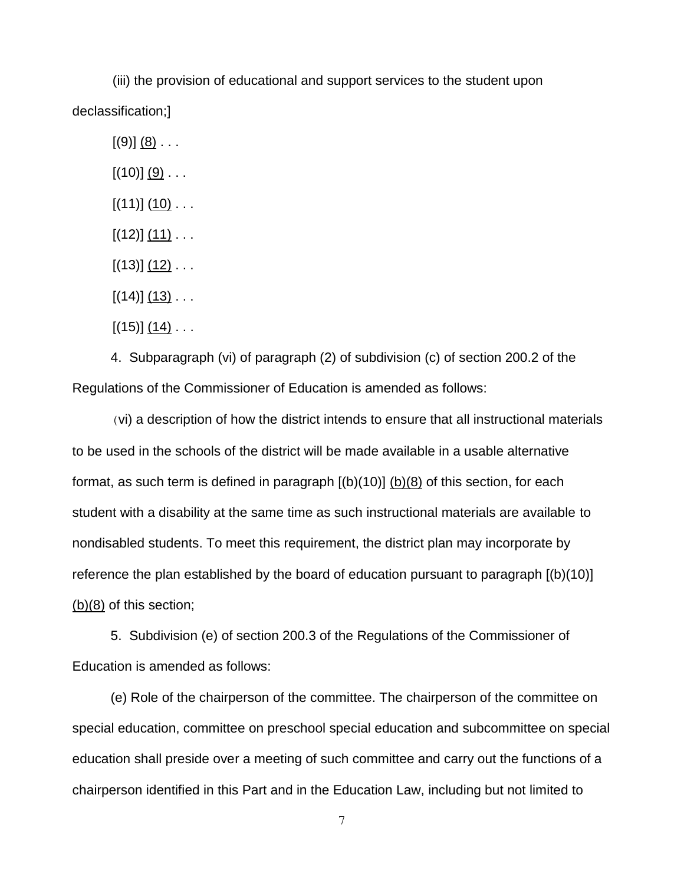(iii) the provision of educational and support services to the student upon declassification;]

[(9)] <u>(8)</u> . . .

[(10)] <u>(9)</u> . . .

[(11)] (<u>10</u>) . . .

[(12)] <u>(11)</u> . . .

[(13)] <u>(12)</u> . . .

[(14)] <u>(13)</u> . . .

[(15)] <u>(14)</u> . . .

4. Subparagraph (vi) of paragraph (2) of subdivision (c) of section 200.2 of the Regulations of the Commissioner of Education is amended as follows:

(vi) a description of how the district intends to ensure that all instructional materials to be used in the schools of the district will be made available in a usable alternative format, as such term is defined in paragraph [(b)(10)] <u>(b)(8)</u> of this section, for each student with a disability at the same time as such instructional materials are available to nondisabled students. To meet this requirement, the district plan may incorporate by reference the plan established by the board of education pursuant to paragraph [(b)(10)] <u>(b)(8)</u> of this section;

5. Subdivision (e) of section 200.3 of the Regulations of the Commissioner of Education is amended as follows:

(e) Role of the chairperson of the committee. The chairperson of the committee on special education, committee on preschool special education and subcommittee on special education shall preside over a meeting of such committee and carry out the functions of a chairperson identified in this Part and in the Education Law, including but not limited to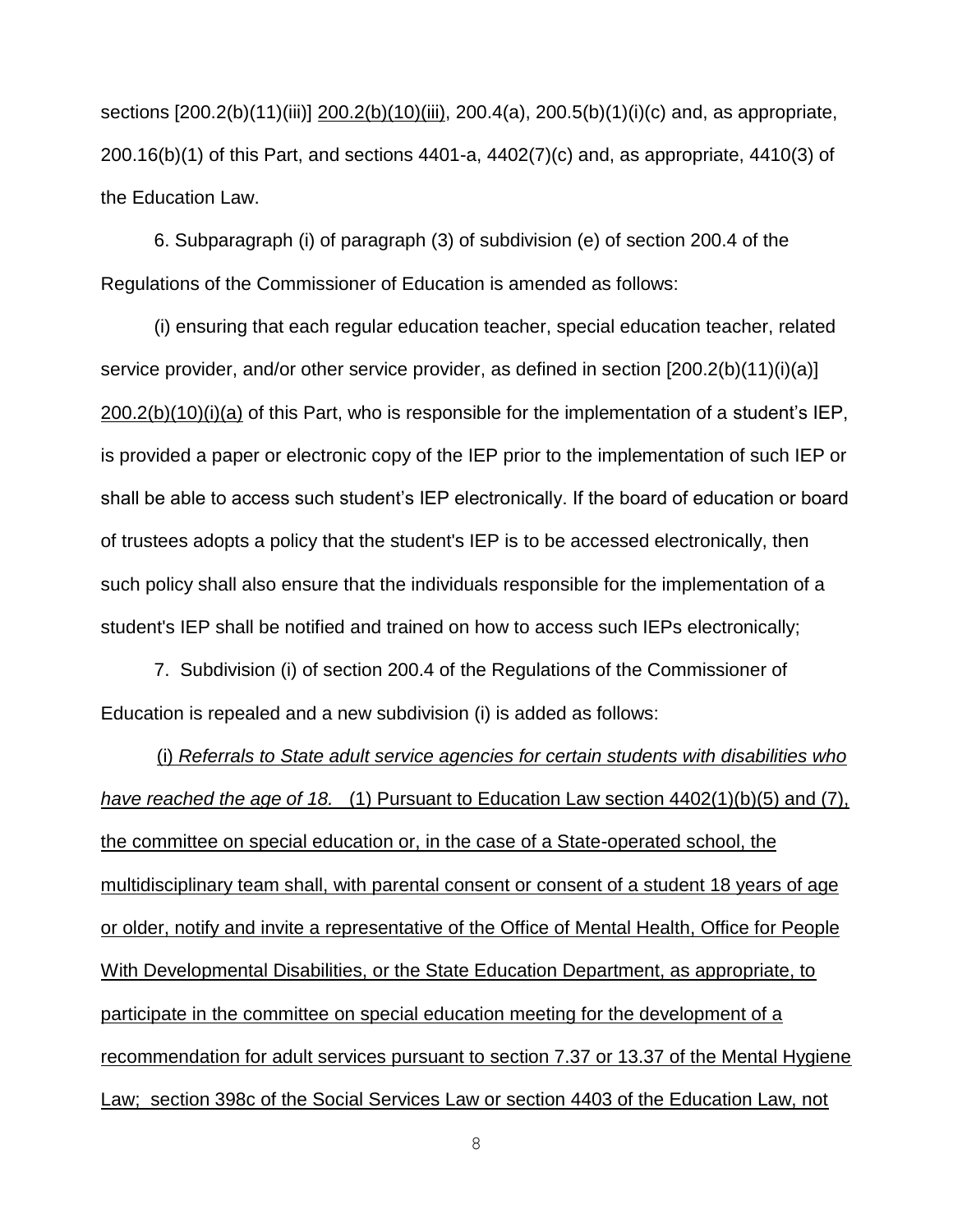sections [200.2(b)(11)(iii)] <u>200.2(b)(10)(iii)</u>, 200.4(a), 200.5(b)(1)(i)(c) and, as appropriate, 200.16(b)(1) of this Part, and sections 4401-a, 4402(7)(c) and, as appropriate, 4410(3) of the Education Law.

6. Subparagraph (i) of paragraph (3) of subdivision (e) of section 200.4 of the Regulations of the Commissioner of Education is amended as follows:

(i) ensuring that each regular education teacher, special education teacher, related service provider, and/or other service provider, as defined in section [200.2(b)(11)(i)(a)] <u>200.2(b)(10)(i)(a)</u> of this Part, who is responsible for the implementation of a student's IEP, is provided a paper or electronic copy of the IEP prior to the implementation of such IEP or shall be able to access such student's IEP electronically. If the board of education or board of trustees adopts a policy that the student's IEP is to be accessed electronically, then such policy shall also ensure that the individuals responsible for the implementation of a student's IEP shall be notified and trained on how to access such IEPs electronically;

7. Subdivision (i) of section 200.4 of the Regulations of the Commissioner of Education is repealed and a new subdivision (i) is added as follows:

<u>(i) *Referrals to State adult service agencies for certain students with disabilities who have reached the age of 18.* (1) Pursuant to Education Law section 4402(1)(b)(5) and (7), the committee on special education or, in the case of a State-operated school, the multidisciplinary team shall, with parental consent or consent of a student 18 years of age or older, notify and invite a representative of the Office of Mental Health, Office for People With Developmental Disabilities, or the State Education Department, as appropriate, to participate in the committee on special education meeting for the development of a recommendation for adult services pursuant to section 7.37 or 13.37 of the Mental Hygiene Law; section 398c of the Social Services Law or section 4403 of the Education Law, not</u>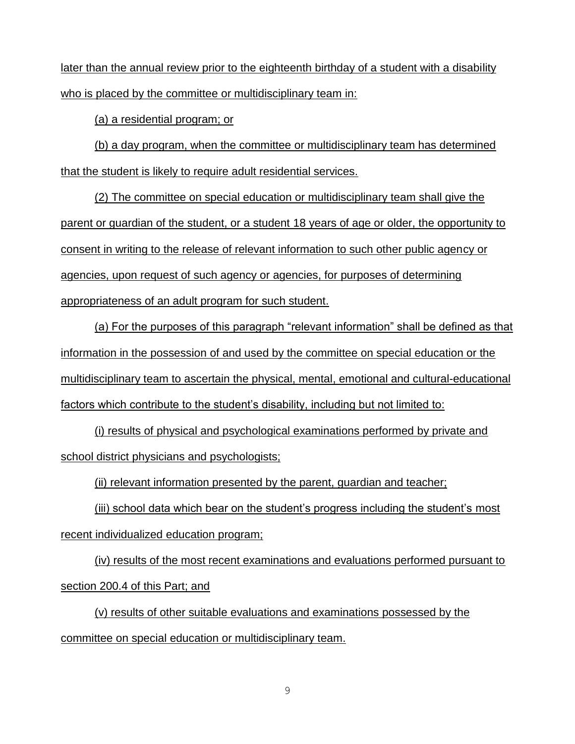later than the annual review prior to the eighteenth birthday of a student with a disability who is placed by the committee or multidisciplinary team in:

(a) a residential program; or

(b) a day program, when the committee or multidisciplinary team has determined that the student is likely to require adult residential services.

(2) The committee on special education or multidisciplinary team shall give the parent or guardian of the student, or a student 18 years of age or older, the opportunity to consent in writing to the release of relevant information to such other public agency or agencies, upon request of such agency or agencies, for purposes of determining appropriateness of an adult program for such student.

(a) For the purposes of this paragraph "relevant information" shall be defined as that information in the possession of and used by the committee on special education or the multidisciplinary team to ascertain the physical, mental, emotional and cultural-educational factors which contribute to the student's disability, including but not limited to:

(i) results of physical and psychological examinations performed by private and school district physicians and psychologists;

(ii) relevant information presented by the parent, guardian and teacher;

(iii) school data which bear on the student's progress including the student's most recent individualized education program;

(iv) results of the most recent examinations and evaluations performed pursuant to section 200.4 of this Part; and

(v) results of other suitable evaluations and examinations possessed by the committee on special education or multidisciplinary team.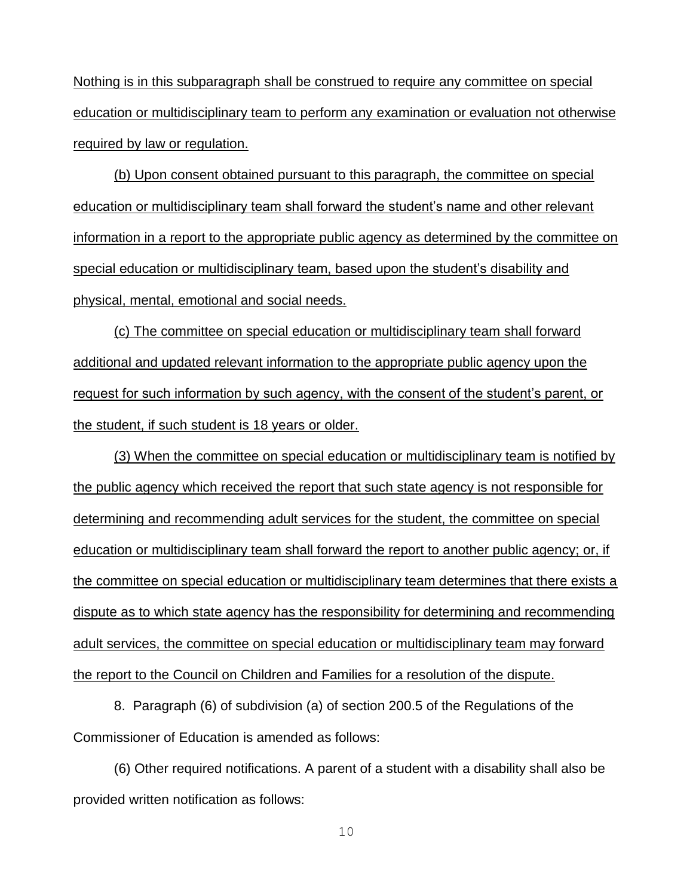Nothing is in this subparagraph shall be construed to require any committee on special education or multidisciplinary team to perform any examination or evaluation not otherwise required by law or regulation.

(b) Upon consent obtained pursuant to this paragraph, the committee on special education or multidisciplinary team shall forward the student's name and other relevant information in a report to the appropriate public agency as determined by the committee on special education or multidisciplinary team, based upon the student's disability and physical, mental, emotional and social needs.

(c) The committee on special education or multidisciplinary team shall forward additional and updated relevant information to the appropriate public agency upon the request for such information by such agency, with the consent of the student's parent, or the student, if such student is 18 years or older.

(3) When the committee on special education or multidisciplinary team is notified by the public agency which received the report that such state agency is not responsible for determining and recommending adult services for the student, the committee on special education or multidisciplinary team shall forward the report to another public agency; or, if the committee on special education or multidisciplinary team determines that there exists a dispute as to which state agency has the responsibility for determining and recommending adult services, the committee on special education or multidisciplinary team may forward the report to the Council on Children and Families for a resolution of the dispute.

8. Paragraph (6) of subdivision (a) of section 200.5 of the Regulations of the Commissioner of Education is amended as follows:

(6) Other required notifications. A parent of a student with a disability shall also be provided written notification as follows: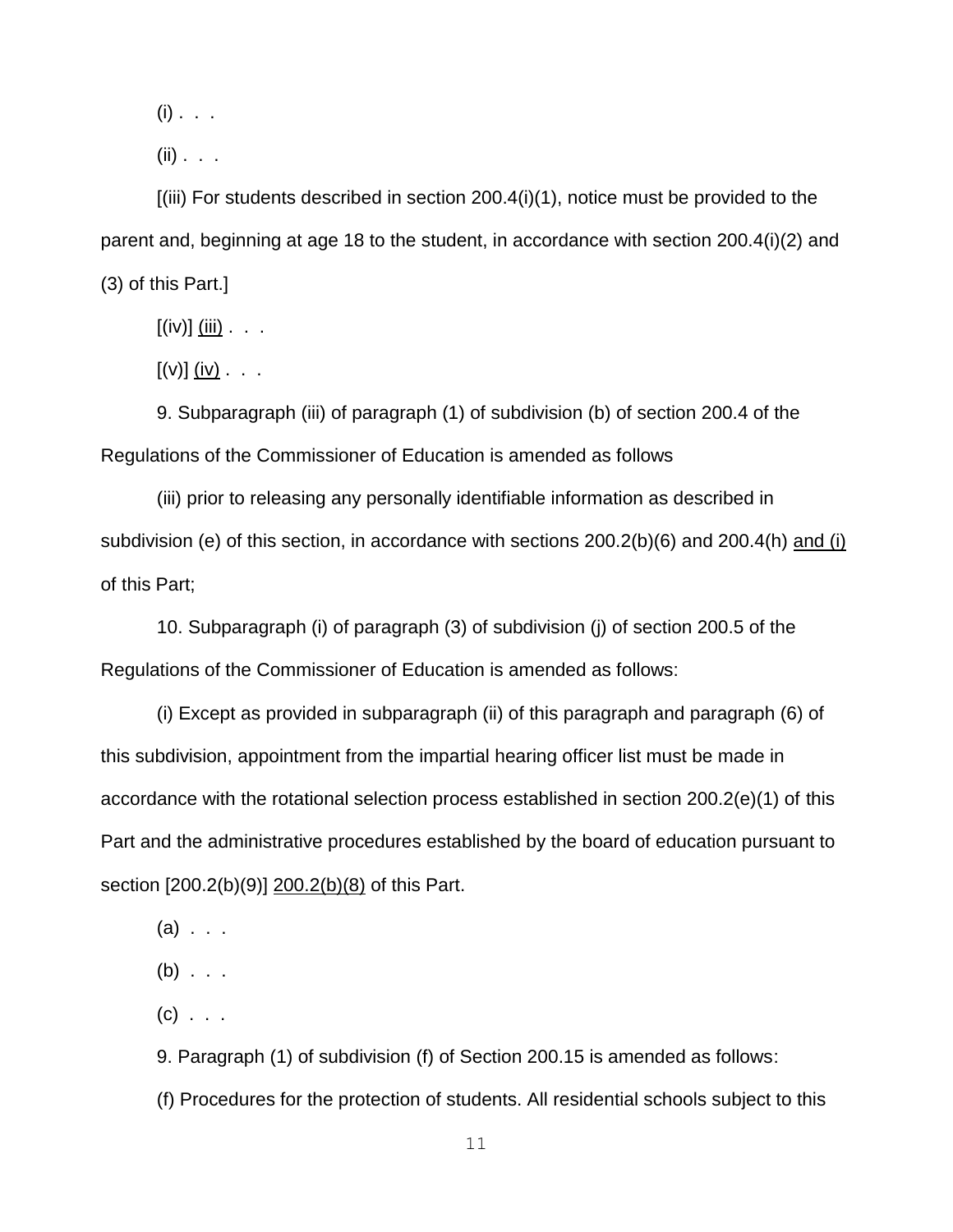(i) . . .

(ii) . . .

[(iii) For students described in section 200.4(i)(1), notice must be provided to the parent and, beginning at age 18 to the student, in accordance with section 200.4(i)(2) and (3) of this Part.]

[(iv)] <u>(iii)</u> . . .

[(v)] <u>(iv)</u> . . .

9. Subparagraph (iii) of paragraph (1) of subdivision (b) of section 200.4 of the Regulations of the Commissioner of Education is amended as follows

(iii) prior to releasing any personally identifiable information as described in subdivision (e) of this section, in accordance with sections 200.2(b)(6) and 200.4(h) <u>and (i)</u> of this Part;

10. Subparagraph (i) of paragraph (3) of subdivision (j) of section 200.5 of the Regulations of the Commissioner of Education is amended as follows:

(i) Except as provided in subparagraph (ii) of this paragraph and paragraph (6) of this subdivision, appointment from the impartial hearing officer list must be made in accordance with the rotational selection process established in section 200.2(e)(1) of this Part and the administrative procedures established by the board of education pursuant to section [200.2(b)(9)] <u>200.2(b)(8)</u> of this Part.

(a) . . .

(b) . . .

(c) . . .

9. Paragraph (1) of subdivision (f) of Section 200.15 is amended as follows:

(f) Procedures for the protection of students. All residential schools subject to this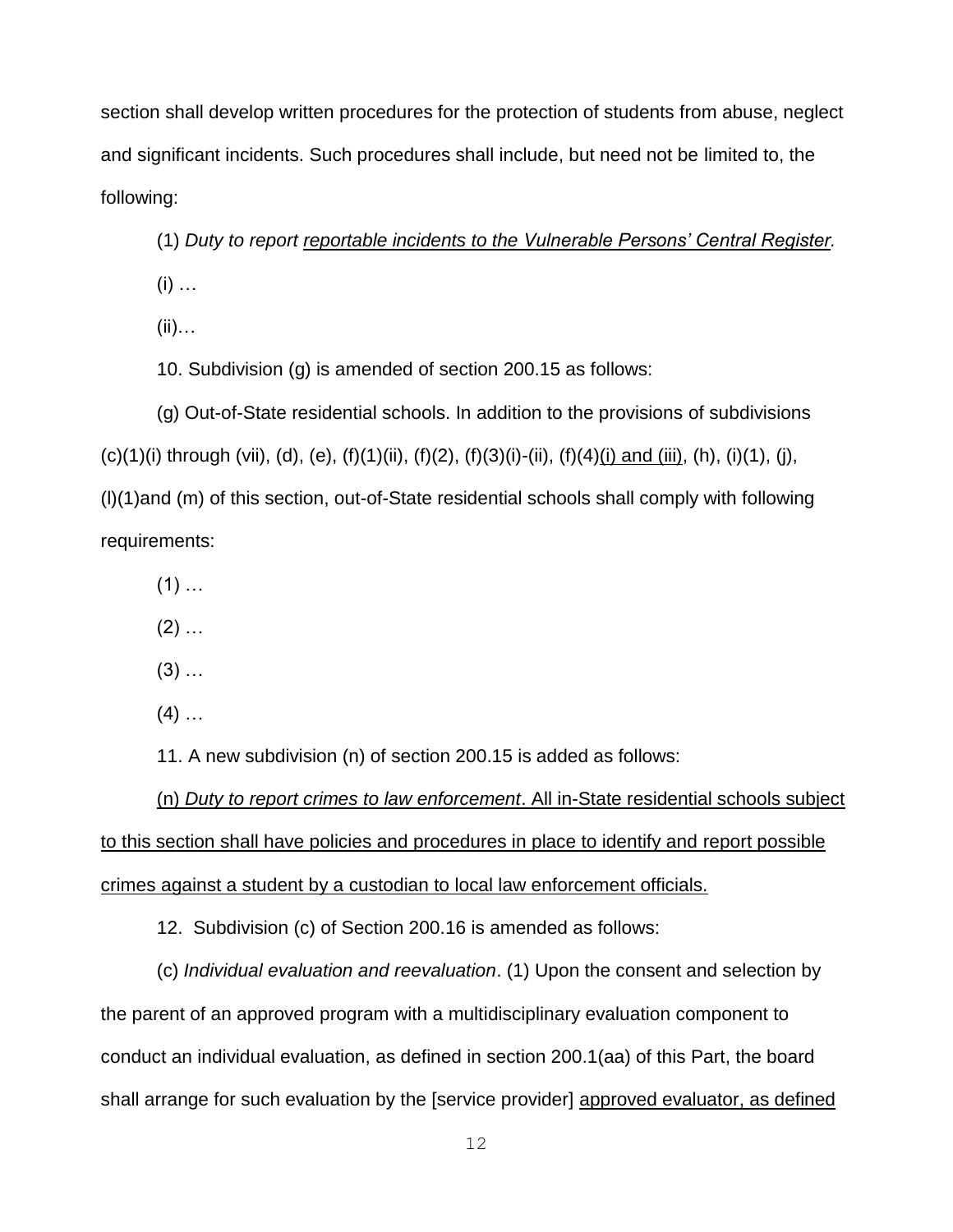section shall develop written procedures for the protection of students from abuse, neglect and significant incidents. Such procedures shall include, but need not be limited to, the following:

(1) *Duty to report* <u>reportable incidents to the Vulnerable Persons' Central Register</u>.

(i) …

(ii)…

10. Subdivision (g) is amended of section 200.15 as follows:

(g) Out-of-State residential schools. In addition to the provisions of subdivisions (c)(1)(i) through (vii), (d), (e), (f)(1)(ii), (f)(2), (f)(3)(i)-(ii), (f)(4)<u>(i) and (iii)</u>, (h), (i)(1), (j), (l)(1)and (m) of this section, out-of-State residential schools shall comply with following requirements:

(1) …

(2) …

(3) …

(4) …

11. A new subdivision (n) of section 200.15 is added as follows:

<u>(n) *Duty to report crimes to law enforcement*. All in-State residential schools subject to this section shall have policies and procedures in place to identify and report possible crimes against a student by a custodian to local law enforcement officials.</u>

12. Subdivision (c) of Section 200.16 is amended as follows:

(c) *Individual evaluation and reevaluation*. (1) Upon the consent and selection by the parent of an approved program with a multidisciplinary evaluation component to conduct an individual evaluation, as defined in section 200.1(aa) of this Part, the board shall arrange for such evaluation by the [service provider] <u>approved evaluator, as defined</u>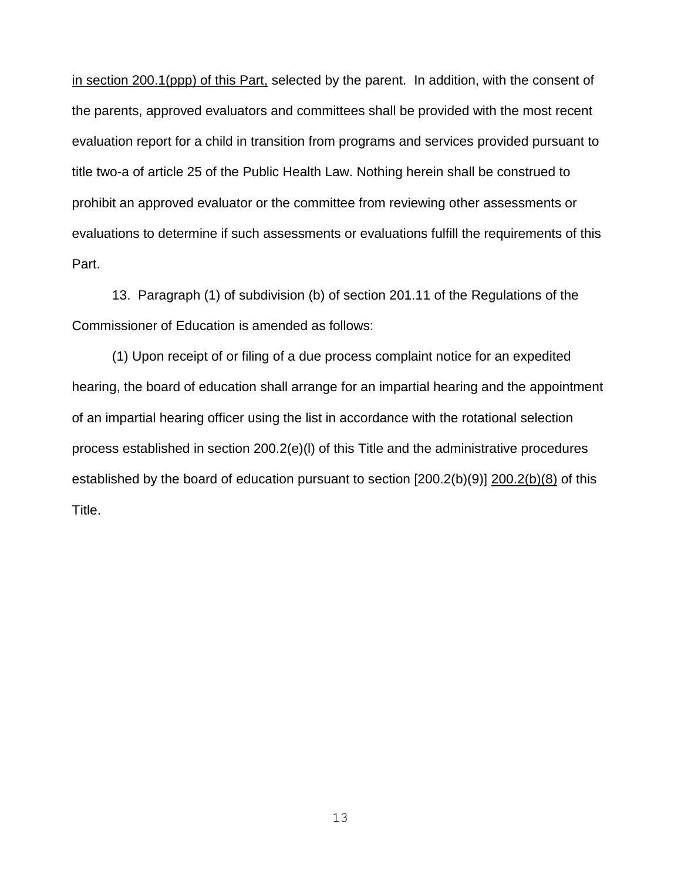in section 200.1(ppp) of this Part, selected by the parent. In addition, with the consent of the parents, approved evaluators and committees shall be provided with the most recent evaluation report for a child in transition from programs and services provided pursuant to title two-a of article 25 of the Public Health Law. Nothing herein shall be construed to prohibit an approved evaluator or the committee from reviewing other assessments or evaluations to determine if such assessments or evaluations fulfill the requirements of this Part.

13. Paragraph (1) of subdivision (b) of section 201.11 of the Regulations of the Commissioner of Education is amended as follows:

(1) Upon receipt of or filing of a due process complaint notice for an expedited hearing, the board of education shall arrange for an impartial hearing and the appointment of an impartial hearing officer using the list in accordance with the rotational selection process established in section 200.2(e)(l) of this Title and the administrative procedures established by the board of education pursuant to section [200.2(b)(9)] 200.2(b)(8) of this Title.